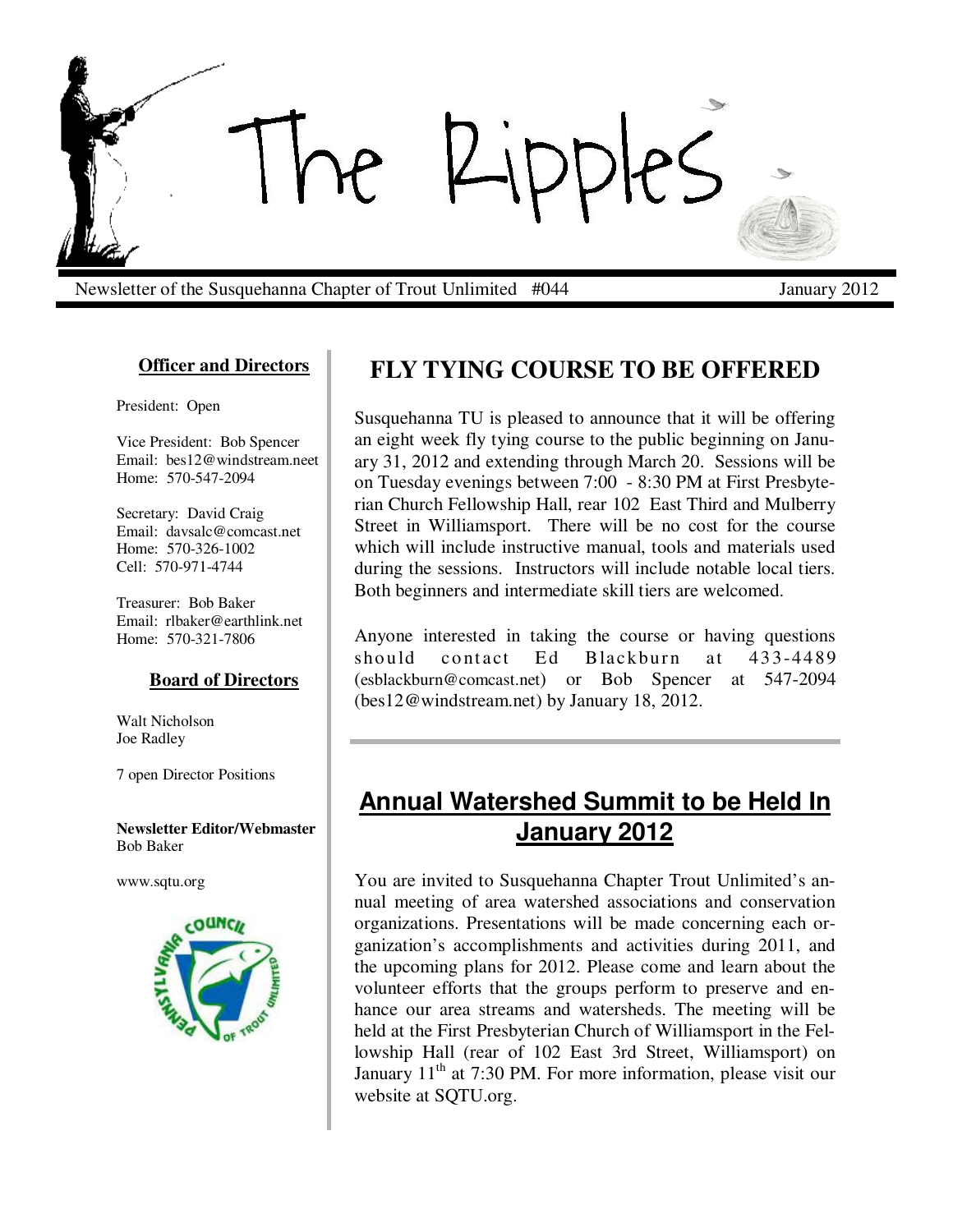# The Ripples

Newsletter of the Susquehanna Chapter of Trout Unlimited #044 — January 2012

**Officer and Directors**

President: Open

Vice President: Bob Spencer
Email: bes12@windstream.neet
Home: 570-547-2094

Secretary: David Craig
Email: davsalc@comcast.net
Home: 570-326-1002
Cell: 570-971-4744

Treasurer: Bob Baker
Email: rlbaker@earthlink.net
Home: 570-321-7806

**Board of Directors**

Walt Nicholson
Joe Radley

7 open Director Positions

**Newsletter Editor/Webmaster**
Bob Baker

www.sqtu.org

## FLY TYING COURSE TO BE OFFERED

Susquehanna TU is pleased to announce that it will be offering an eight week fly tying course to the public beginning on January 31, 2012 and extending through March 20. Sessions will be on Tuesday evenings between 7:00 - 8:30 PM at First Presbyterian Church Fellowship Hall, rear 102 East Third and Mulberry Street in Williamsport. There will be no cost for the course which will include instructive manual, tools and materials used during the sessions. Instructors will include notable local tiers. Both beginners and intermediate skill tiers are welcomed.

Anyone interested in taking the course or having questions should contact Ed Blackburn at 433-4489 (esblackburn@comcast.net) or Bob Spencer at 547-2094 (bes12@windstream.net) by January 18, 2012.

## Annual Watershed Summit to be Held In January 2012

You are invited to Susquehanna Chapter Trout Unlimited's annual meeting of area watershed associations and conservation organizations. Presentations will be made concerning each organization's accomplishments and activities during 2011, and the upcoming plans for 2012. Please come and learn about the volunteer efforts that the groups perform to preserve and enhance our area streams and watersheds. The meeting will be held at the First Presbyterian Church of Williamsport in the Fellowship Hall (rear of 102 East 3rd Street, Williamsport) on January 11th at 7:30 PM. For more information, please visit our website at SQTU.org.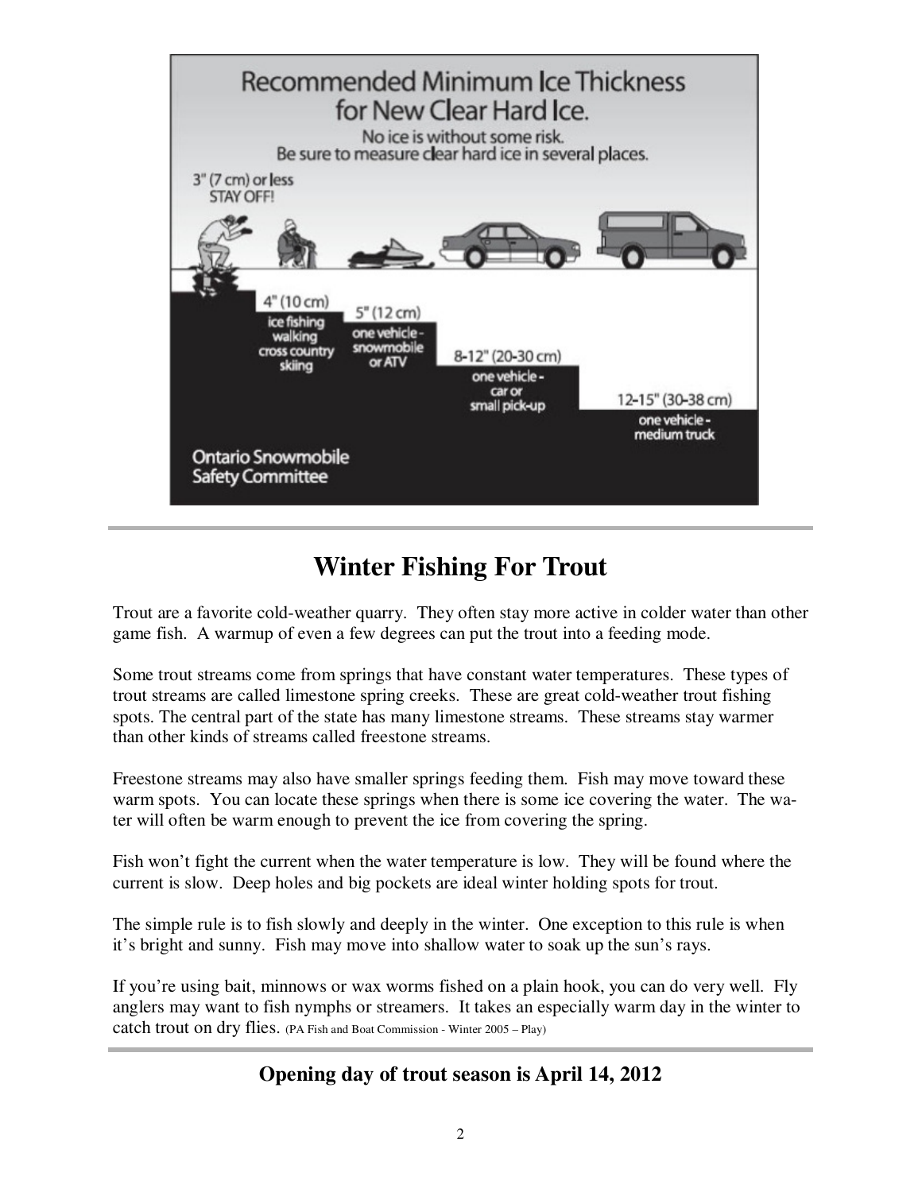## Recommended Minimum Ice Thickness for New Clear Hard Ice.

No ice is without some risk.
Be sure to measure clear hard ice in several places.

3" (7 cm) or less
STAY OFF!

4" (10 cm)
ice fishing
walking
cross country
skiing

5" (12 cm)
one vehicle -
snowmobile
or ATV

8-12" (20-30 cm)
one vehicle -
car or
small pick-up

12-15" (30-38 cm)
one vehicle -
medium truck

Ontario Snowmobile
Safety Committee

---

# Winter Fishing For Trout

Trout are a favorite cold-weather quarry. They often stay more active in colder water than other game fish. A warmup of even a few degrees can put the trout into a feeding mode.

Some trout streams come from springs that have constant water temperatures. These types of trout streams are called limestone spring creeks. These are great cold-weather trout fishing spots. The central part of the state has many limestone streams. These streams stay warmer than other kinds of streams called freestone streams.

Freestone streams may also have smaller springs feeding them. Fish may move toward these warm spots. You can locate these springs when there is some ice covering the water. The water will often be warm enough to prevent the ice from covering the spring.

Fish won't fight the current when the water temperature is low. They will be found where the current is slow. Deep holes and big pockets are ideal winter holding spots for trout.

The simple rule is to fish slowly and deeply in the winter. One exception to this rule is when it's bright and sunny. Fish may move into shallow water to soak up the sun's rays.

If you're using bait, minnows or wax worms fished on a plain hook, you can do very well. Fly anglers may want to fish nymphs or streamers. It takes an especially warm day in the winter to catch trout on dry flies. (PA Fish and Boat Commission - Winter 2005 – Play)

---

**Opening day of trout season is April 14, 2012**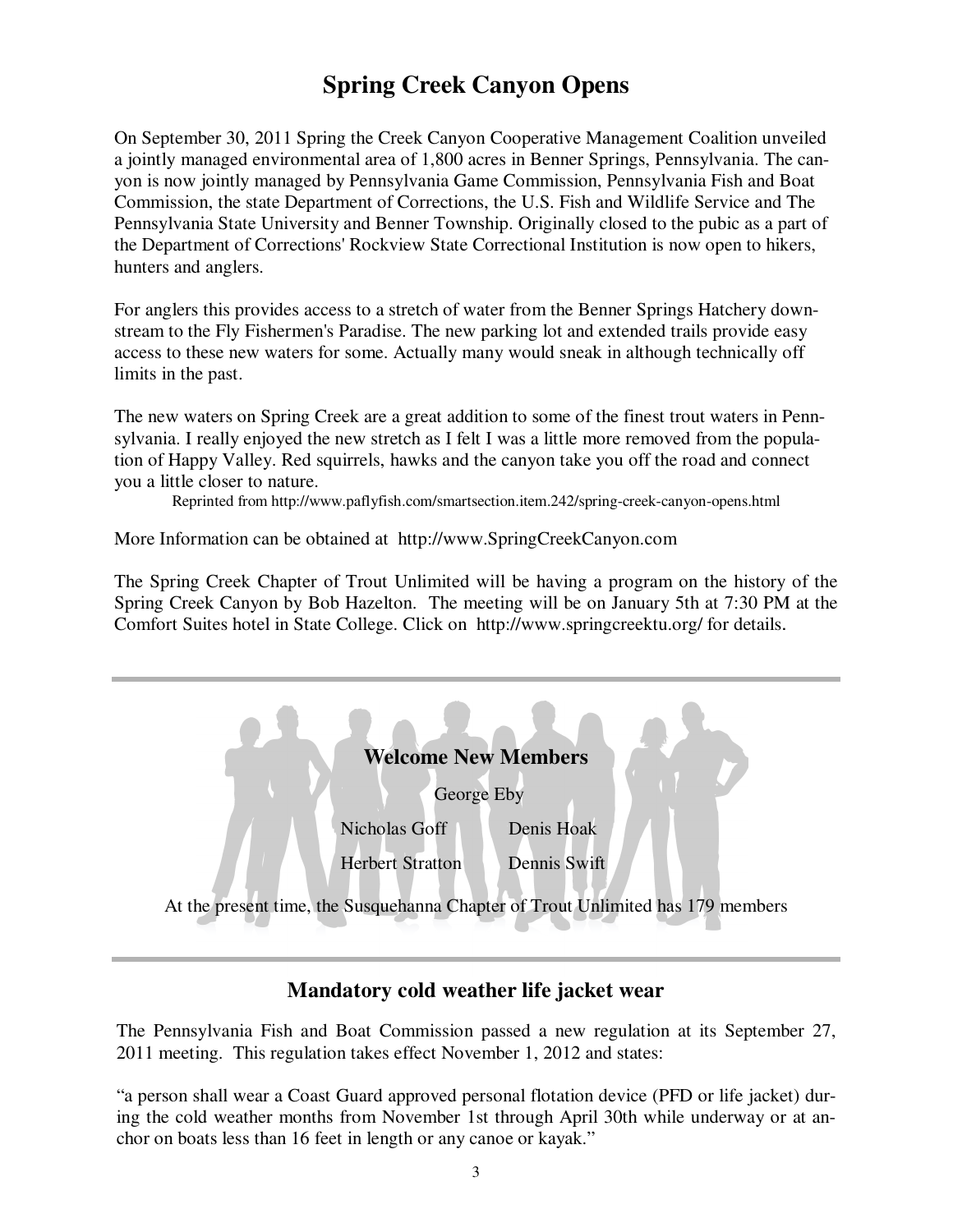## Spring Creek Canyon Opens

On September 30, 2011 Spring the Creek Canyon Cooperative Management Coalition unveiled a jointly managed environmental area of 1,800 acres in Benner Springs, Pennsylvania. The canyon is now jointly managed by Pennsylvania Game Commission, Pennsylvania Fish and Boat Commission, the state Department of Corrections, the U.S. Fish and Wildlife Service and The Pennsylvania State University and Benner Township. Originally closed to the pubic as a part of the Department of Corrections' Rockview State Correctional Institution is now open to hikers, hunters and anglers.

For anglers this provides access to a stretch of water from the Benner Springs Hatchery downstream to the Fly Fishermen's Paradise. The new parking lot and extended trails provide easy access to these new waters for some. Actually many would sneak in although technically off limits in the past.

The new waters on Spring Creek are a great addition to some of the finest trout waters in Pennsylvania. I really enjoyed the new stretch as I felt I was a little more removed from the population of Happy Valley. Red squirrels, hawks and the canyon take you off the road and connect you a little closer to nature.

Reprinted from http://www.paflyfish.com/smartsection.item.242/spring-creek-canyon-opens.html

More Information can be obtained at http://www.SpringCreekCanyon.com

The Spring Creek Chapter of Trout Unlimited will be having a program on the history of the Spring Creek Canyon by Bob Hazelton. The meeting will be on January 5th at 7:30 PM at the Comfort Suites hotel in State College. Click on http://www.springcreektu.org/ for details.

---

### Welcome New Members

George Eby

Nicholas Goff

Denis Hoak

Herbert Stratton

Dennis Swift

At the present time, the Susquehanna Chapter of Trout Unlimited has 179 members

---

## Mandatory cold weather life jacket wear

The Pennsylvania Fish and Boat Commission passed a new regulation at its September 27, 2011 meeting. This regulation takes effect November 1, 2012 and states:

"a person shall wear a Coast Guard approved personal flotation device (PFD or life jacket) during the cold weather months from November 1st through April 30th while underway or at anchor on boats less than 16 feet in length or any canoe or kayak."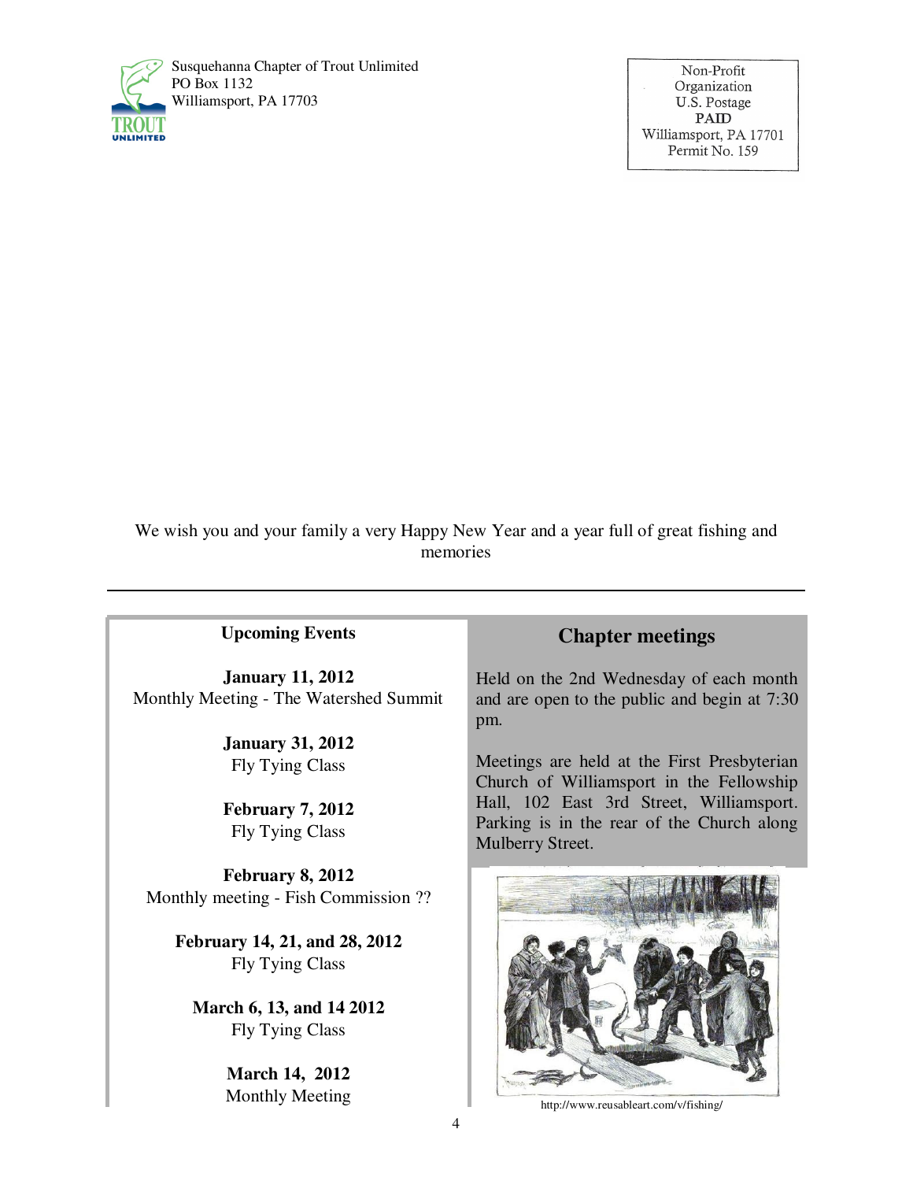Susquehanna Chapter of Trout Unlimited
PO Box 1132
Williamsport, PA 17703

Non-Profit
Organization
U.S. Postage
**PAID**
Williamsport, PA 17701
Permit No. 159

We wish you and your family a very Happy New Year and a year full of great fishing and memories

---

### Upcoming Events

**January 11, 2012**
Monthly Meeting - The Watershed Summit

**January 31, 2012**
Fly Tying Class

**February 7, 2012**
Fly Tying Class

**February 8, 2012**
Monthly meeting - Fish Commission ??

**February 14, 21, and 28, 2012**
Fly Tying Class

**March 6, 13, and 14 2012**
Fly Tying Class

**March 14, 2012**
Monthly Meeting

## Chapter meetings

Held on the 2nd Wednesday of each month and are open to the public and begin at 7:30 pm.

Meetings are held at the First Presbyterian Church of Williamsport in the Fellowship Hall, 102 East 3rd Street, Williamsport. Parking is in the rear of the Church along Mulberry Street.

http://www.reusableart.com/v/fishing/